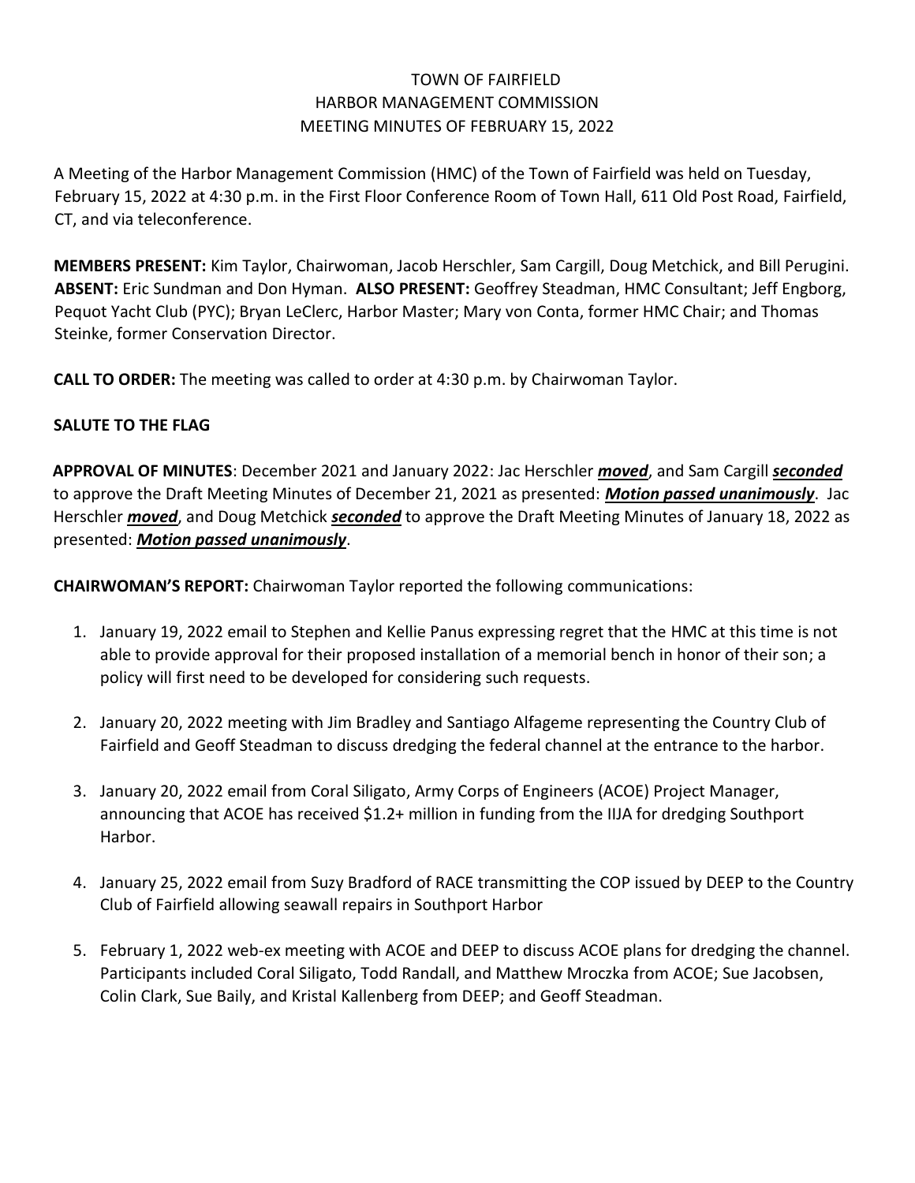# TOWN OF FAIRFIELD
# HARBOR MANAGEMENT COMMISSION
# MEETING MINUTES OF FEBRUARY 15, 2022

A Meeting of the Harbor Management Commission (HMC) of the Town of Fairfield was held on Tuesday, February 15, 2022 at 4:30 p.m. in the First Floor Conference Room of Town Hall, 611 Old Post Road, Fairfield, CT, and via teleconference.

**MEMBERS PRESENT:** Kim Taylor, Chairwoman, Jacob Herschler, Sam Cargill, Doug Metchick, and Bill Perugini. **ABSENT:** Eric Sundman and Don Hyman. **ALSO PRESENT:** Geoffrey Steadman, HMC Consultant; Jeff Engborg, Pequot Yacht Club (PYC); Bryan LeClerc, Harbor Master; Mary von Conta, former HMC Chair; and Thomas Steinke, former Conservation Director.

**CALL TO ORDER:** The meeting was called to order at 4:30 p.m. by Chairwoman Taylor.

**SALUTE TO THE FLAG**

**APPROVAL OF MINUTES**: December 2021 and January 2022: Jac Herschler ***moved***, and Sam Cargill ***seconded*** to approve the Draft Meeting Minutes of December 21, 2021 as presented: ***Motion passed unanimously***. Jac Herschler ***moved***, and Doug Metchick ***seconded*** to approve the Draft Meeting Minutes of January 18, 2022 as presented: ***Motion passed unanimously***.

**CHAIRWOMAN'S REPORT:** Chairwoman Taylor reported the following communications:

1. January 19, 2022 email to Stephen and Kellie Panus expressing regret that the HMC at this time is not able to provide approval for their proposed installation of a memorial bench in honor of their son; a policy will first need to be developed for considering such requests.

2. January 20, 2022 meeting with Jim Bradley and Santiago Alfageme representing the Country Club of Fairfield and Geoff Steadman to discuss dredging the federal channel at the entrance to the harbor.

3. January 20, 2022 email from Coral Siligato, Army Corps of Engineers (ACOE) Project Manager, announcing that ACOE has received $1.2+ million in funding from the IIJA for dredging Southport Harbor.

4. January 25, 2022 email from Suzy Bradford of RACE transmitting the COP issued by DEEP to the Country Club of Fairfield allowing seawall repairs in Southport Harbor

5. February 1, 2022 web-ex meeting with ACOE and DEEP to discuss ACOE plans for dredging the channel. Participants included Coral Siligato, Todd Randall, and Matthew Mroczka from ACOE; Sue Jacobsen, Colin Clark, Sue Baily, and Kristal Kallenberg from DEEP; and Geoff Steadman.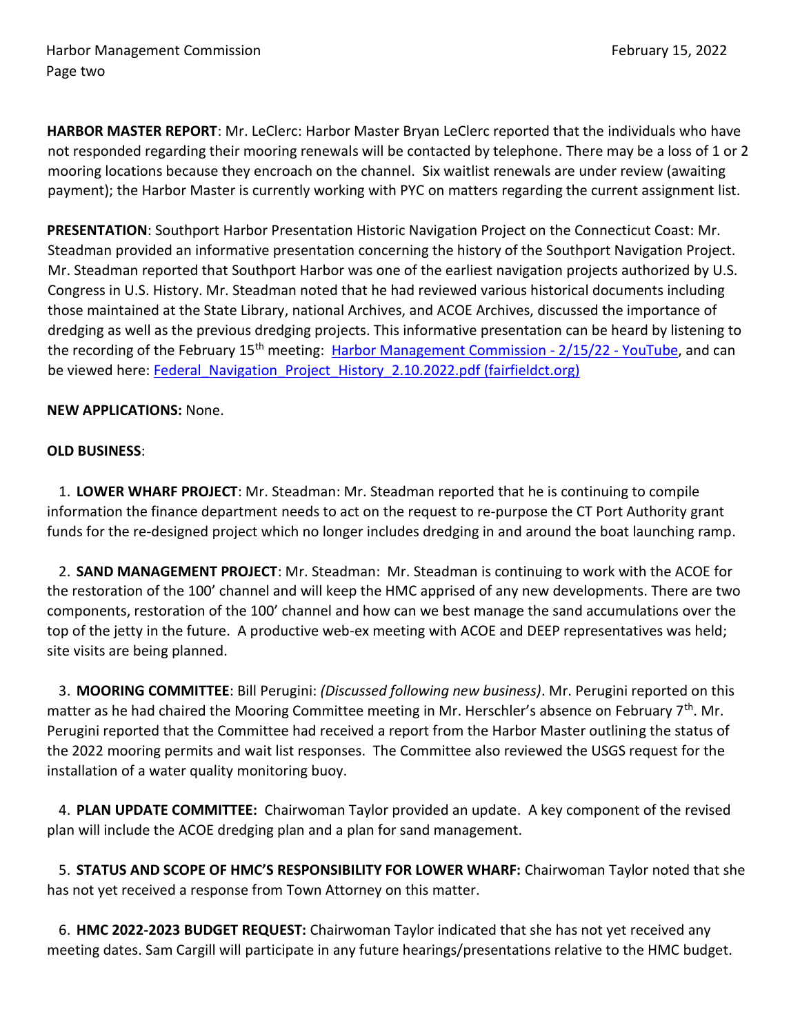**HARBOR MASTER REPORT**: Mr. LeClerc: Harbor Master Bryan LeClerc reported that the individuals who have not responded regarding their mooring renewals will be contacted by telephone. There may be a loss of 1 or 2 mooring locations because they encroach on the channel. Six waitlist renewals are under review (awaiting payment); the Harbor Master is currently working with PYC on matters regarding the current assignment list.

**PRESENTATION**: Southport Harbor Presentation Historic Navigation Project on the Connecticut Coast: Mr. Steadman provided an informative presentation concerning the history of the Southport Navigation Project. Mr. Steadman reported that Southport Harbor was one of the earliest navigation projects authorized by U.S. Congress in U.S. History. Mr. Steadman noted that he had reviewed various historical documents including those maintained at the State Library, national Archives, and ACOE Archives, discussed the importance of dredging as well as the previous dredging projects. This informative presentation can be heard by listening to the recording of the February 15th meeting: Harbor Management Commission - 2/15/22 - YouTube, and can be viewed here: Federal_Navigation_Project_History_2.10.2022.pdf (fairfieldct.org)

**NEW APPLICATIONS:** None.

**OLD BUSINESS**:

1. **LOWER WHARF PROJECT**: Mr. Steadman: Mr. Steadman reported that he is continuing to compile information the finance department needs to act on the request to re-purpose the CT Port Authority grant funds for the re-designed project which no longer includes dredging in and around the boat launching ramp.

2. **SAND MANAGEMENT PROJECT**: Mr. Steadman: Mr. Steadman is continuing to work with the ACOE for the restoration of the 100' channel and will keep the HMC apprised of any new developments. There are two components, restoration of the 100' channel and how can we best manage the sand accumulations over the top of the jetty in the future. A productive web-ex meeting with ACOE and DEEP representatives was held; site visits are being planned.

3. **MOORING COMMITTEE**: Bill Perugini: *(Discussed following new business)*. Mr. Perugini reported on this matter as he had chaired the Mooring Committee meeting in Mr. Herschler's absence on February 7th. Mr. Perugini reported that the Committee had received a report from the Harbor Master outlining the status of the 2022 mooring permits and wait list responses. The Committee also reviewed the USGS request for the installation of a water quality monitoring buoy.

4. **PLAN UPDATE COMMITTEE:** Chairwoman Taylor provided an update. A key component of the revised plan will include the ACOE dredging plan and a plan for sand management.

5. **STATUS AND SCOPE OF HMC'S RESPONSIBILITY FOR LOWER WHARF:** Chairwoman Taylor noted that she has not yet received a response from Town Attorney on this matter.

6. **HMC 2022-2023 BUDGET REQUEST:** Chairwoman Taylor indicated that she has not yet received any meeting dates. Sam Cargill will participate in any future hearings/presentations relative to the HMC budget.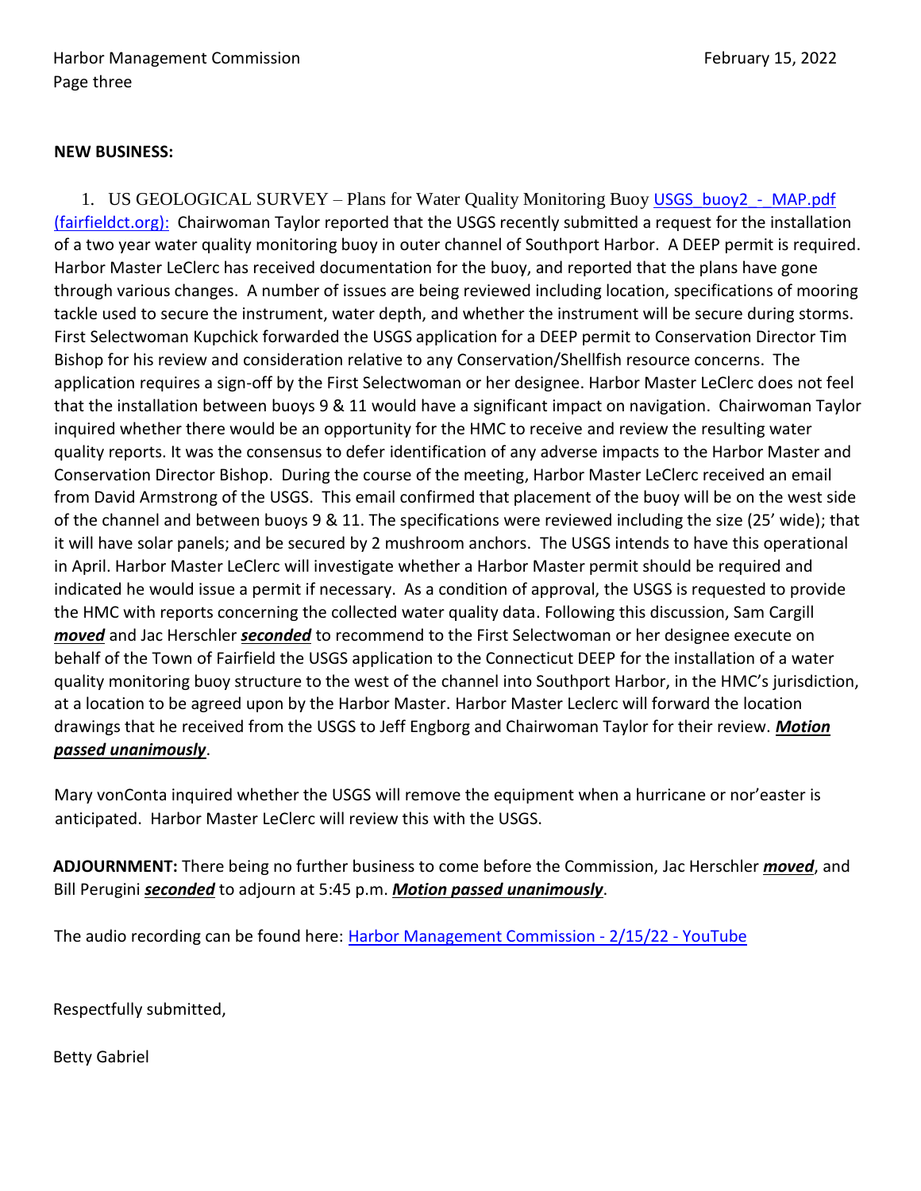**NEW BUSINESS:**

1. US GEOLOGICAL SURVEY – Plans for Water Quality Monitoring Buoy [USGS_buoy2_-_MAP.pdf (fairfieldct.org):](USGS_buoy2_-_MAP.pdf) Chairwoman Taylor reported that the USGS recently submitted a request for the installation of a two year water quality monitoring buoy in outer channel of Southport Harbor. A DEEP permit is required. Harbor Master LeClerc has received documentation for the buoy, and reported that the plans have gone through various changes. A number of issues are being reviewed including location, specifications of mooring tackle used to secure the instrument, water depth, and whether the instrument will be secure during storms. First Selectwoman Kupchick forwarded the USGS application for a DEEP permit to Conservation Director Tim Bishop for his review and consideration relative to any Conservation/Shellfish resource concerns. The application requires a sign-off by the First Selectwoman or her designee. Harbor Master LeClerc does not feel that the installation between buoys 9 & 11 would have a significant impact on navigation. Chairwoman Taylor inquired whether there would be an opportunity for the HMC to receive and review the resulting water quality reports. It was the consensus to defer identification of any adverse impacts to the Harbor Master and Conservation Director Bishop. During the course of the meeting, Harbor Master LeClerc received an email from David Armstrong of the USGS. This email confirmed that placement of the buoy will be on the west side of the channel and between buoys 9 & 11. The specifications were reviewed including the size (25' wide); that it will have solar panels; and be secured by 2 mushroom anchors. The USGS intends to have this operational in April. Harbor Master LeClerc will investigate whether a Harbor Master permit should be required and indicated he would issue a permit if necessary. As a condition of approval, the USGS is requested to provide the HMC with reports concerning the collected water quality data. Following this discussion, Sam Cargill ***moved*** and Jac Herschler ***seconded*** to recommend to the First Selectwoman or her designee execute on behalf of the Town of Fairfield the USGS application to the Connecticut DEEP for the installation of a water quality monitoring buoy structure to the west of the channel into Southport Harbor, in the HMC's jurisdiction, at a location to be agreed upon by the Harbor Master. Harbor Master Leclerc will forward the location drawings that he received from the USGS to Jeff Engborg and Chairwoman Taylor for their review. ***Motion passed unanimously***.

Mary vonConta inquired whether the USGS will remove the equipment when a hurricane or nor'easter is anticipated. Harbor Master LeClerc will review this with the USGS.

**ADJOURNMENT:** There being no further business to come before the Commission, Jac Herschler ***moved***, and Bill Perugini ***seconded*** to adjourn at 5:45 p.m. ***Motion passed unanimously***.

The audio recording can be found here: Harbor Management Commission - 2/15/22 - YouTube

Respectfully submitted,

Betty Gabriel